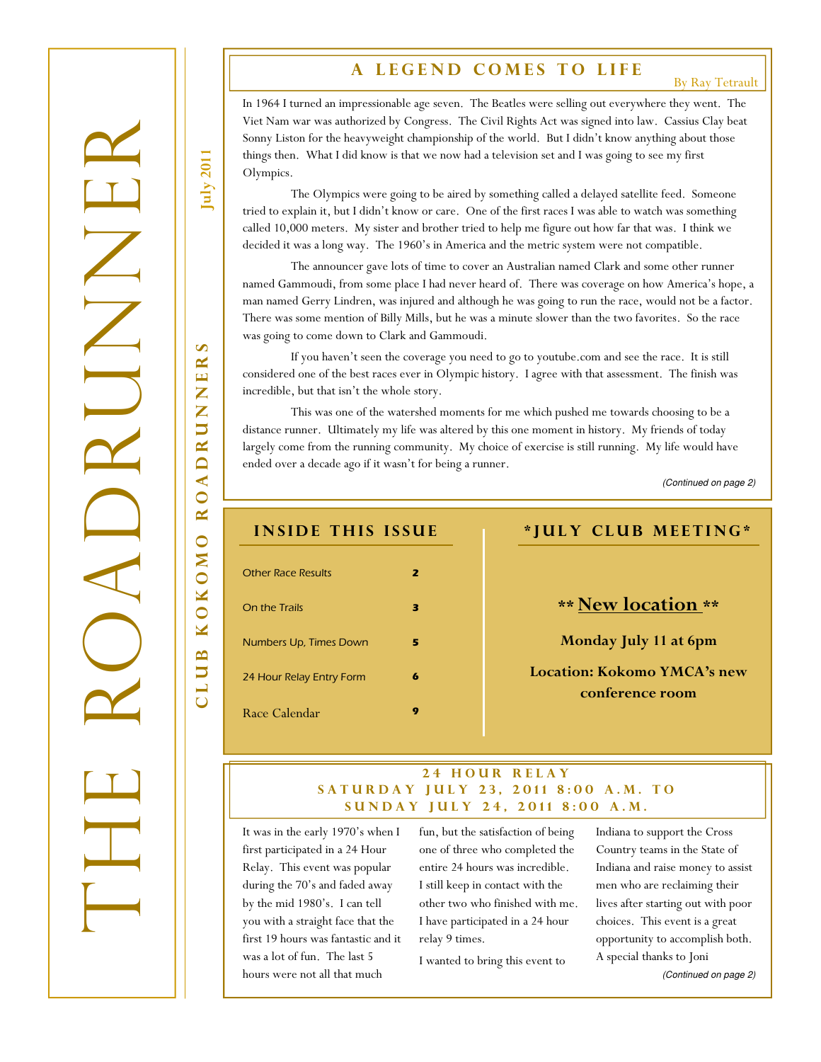# THE ROADRUNNER

**July 2011**

**CLUB KOKOMO ROADRUNNERS**

## A LEGEND COMES TO LIFE

By Ray Tetrault

In 1964 I turned an impressionable age seven. The Beatles were selling out everywhere they went. The Viet Nam war was authorized by Congress. The Civil Rights Act was signed into law. Cassius Clay beat Sonny Liston for the heavyweight championship of the world. But I didn't know anything about those things then. What I did know is that we now had a television set and I was going to see my first Olympics.

The Olympics were going to be aired by something called a delayed satellite feed. Someone tried to explain it, but I didn't know or care. One of the first races I was able to watch was something called 10,000 meters. My sister and brother tried to help me figure out how far that was. I think we decided it was a long way. The 1960's in America and the metric system were not compatible.

The announcer gave lots of time to cover an Australian named Clark and some other runner named Gammoudi, from some place I had never heard of. There was coverage on how America's hope, a man named Gerry Lindren, was injured and although he was going to run the race, would not be a factor. There was some mention of Billy Mills, but he was a minute slower than the two favorites. So the race was going to come down to Clark and Gammoudi.

If you haven't seen the coverage you need to go to youtube.com and see the race. It is still considered one of the best races ever in Olympic history. I agree with that assessment. The finish was incredible, but that isn't the whole story.

This was one of the watershed moments for me which pushed me towards choosing to be a distance runner. Ultimately my life was altered by this one moment in history. My friends of today largely come from the running community. My choice of exercise is still running. My life would have ended over a decade ago if it wasn't for being a runner.

*(Continued on page 2)*

## INSIDE THIS ISSUE

| | |
|---|---|
| Other Race Results | 2 |
| On the Trails | 3 |
| Numbers Up, Times Down | 5 |
| 24 Hour Relay Entry Form | 6 |
| Race Calendar | 9 |

## *JULY CLUB MEETING*

**\*\* New location \*\***

**Monday July 11 at 6pm**

**Location: Kokomo YMCA's new conference room**

## 24 HOUR RELAY
## SATURDAY JULY 23, 2011 8:00 A.M. TO SUNDAY JULY 24, 2011 8:00 A.M.

It was in the early 1970's when I first participated in a 24 Hour Relay. This event was popular during the 70's and faded away by the mid 1980's. I can tell you with a straight face that the first 19 hours was fantastic and it was a lot of fun. The last 5 hours were not all that much fun, but the satisfaction of being one of three who completed the entire 24 hours was incredible. I still keep in contact with the other two who finished with me. I have participated in a 24 hour relay 9 times.

I wanted to bring this event to Indiana to support the Cross Country teams in the State of Indiana and raise money to assist men who are reclaiming their lives after starting out with poor choices. This event is a great opportunity to accomplish both. A special thanks to Joni

*(Continued on page 2)*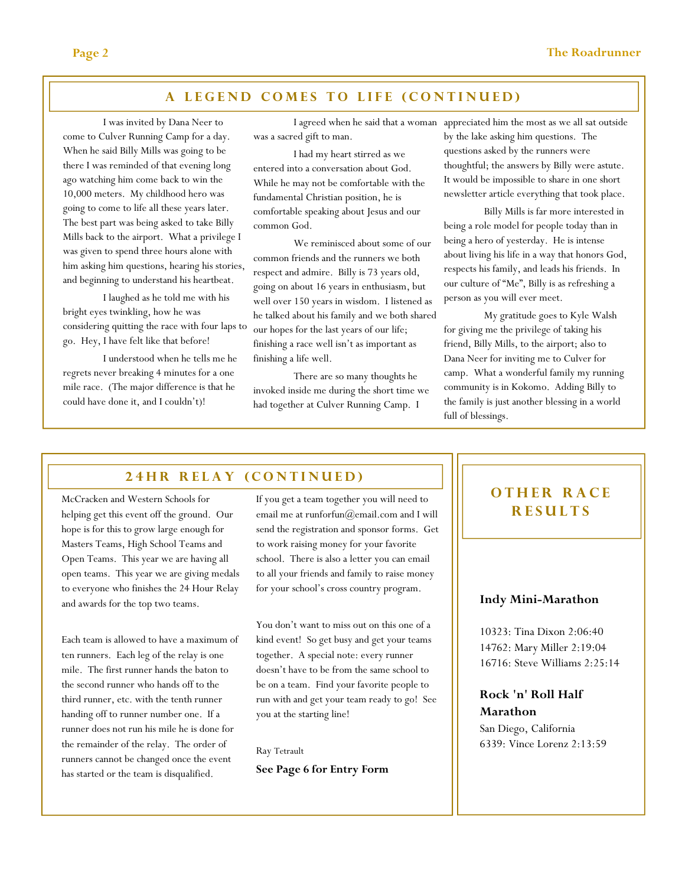## A LEGEND COMES TO LIFE (CONTINUED)

I was invited by Dana Neer to come to Culver Running Camp for a day. When he said Billy Mills was going to be there I was reminded of that evening long ago watching him come back to win the 10,000 meters. My childhood hero was going to come to life all these years later. The best part was being asked to take Billy Mills back to the airport. What a privilege I was given to spend three hours alone with him asking him questions, hearing his stories, and beginning to understand his heartbeat.

I laughed as he told me with his bright eyes twinkling, how he was considering quitting the race with four laps to go. Hey, I have felt like that before!

I understood when he tells me he regrets never breaking 4 minutes for a one mile race. (The major difference is that he could have done it, and I couldn't)!

I agreed when he said that a woman was a sacred gift to man.

I had my heart stirred as we entered into a conversation about God. While he may not be comfortable with the fundamental Christian position, he is comfortable speaking about Jesus and our common God.

We reminisced about some of our common friends and the runners we both respect and admire. Billy is 73 years old, going on about 16 years in enthusiasm, but well over 150 years in wisdom. I listened as he talked about his family and we both shared our hopes for the last years of our life; finishing a race well isn't as important as finishing a life well.

There are so many thoughts he invoked inside me during the short time we had together at Culver Running Camp. I appreciated him the most as we all sat outside by the lake asking him questions. The questions asked by the runners were thoughtful; the answers by Billy were astute. It would be impossible to share in one short newsletter article everything that took place.

Billy Mills is far more interested in being a role model for people today than in being a hero of yesterday. He is intense about living his life in a way that honors God, respects his family, and leads his friends. In our culture of "Me", Billy is as refreshing a person as you will ever meet.

My gratitude goes to Kyle Walsh for giving me the privilege of taking his friend, Billy Mills, to the airport; also to Dana Neer for inviting me to Culver for camp. What a wonderful family my running community is in Kokomo. Adding Billy to the family is just another blessing in a world full of blessings.

## 24HR RELAY (CONTINUED)

McCracken and Western Schools for helping get this event off the ground. Our hope is for this to grow large enough for Masters Teams, High School Teams and Open Teams. This year we are having all open teams. This year we are giving medals to everyone who finishes the 24 Hour Relay and awards for the top two teams.

Each team is allowed to have a maximum of ten runners. Each leg of the relay is one mile. The first runner hands the baton to the second runner who hands off to the third runner, etc. with the tenth runner handing off to runner number one. If a runner does not run his mile he is done for the remainder of the relay. The order of runners cannot be changed once the event has started or the team is disqualified.

If you get a team together you will need to email me at runforfun@email.com and I will send the registration and sponsor forms. Get to work raising money for your favorite school. There is also a letter you can email to all your friends and family to raise money for your school's cross country program.

You don't want to miss out on this one of a kind event! So get busy and get your teams together. A special note: every runner doesn't have to be from the same school to be on a team. Find your favorite people to run with and get your team ready to go! See you at the starting line!

Ray Tetrault

**See Page 6 for Entry Form**

## OTHER RACE RESULTS

**Indy Mini-Marathon**

10323: Tina Dixon 2:06:40
14762: Mary Miller 2:19:04
16716: Steve Williams 2:25:14

**Rock 'n' Roll Half Marathon**

San Diego, California
6339: Vince Lorenz 2:13:59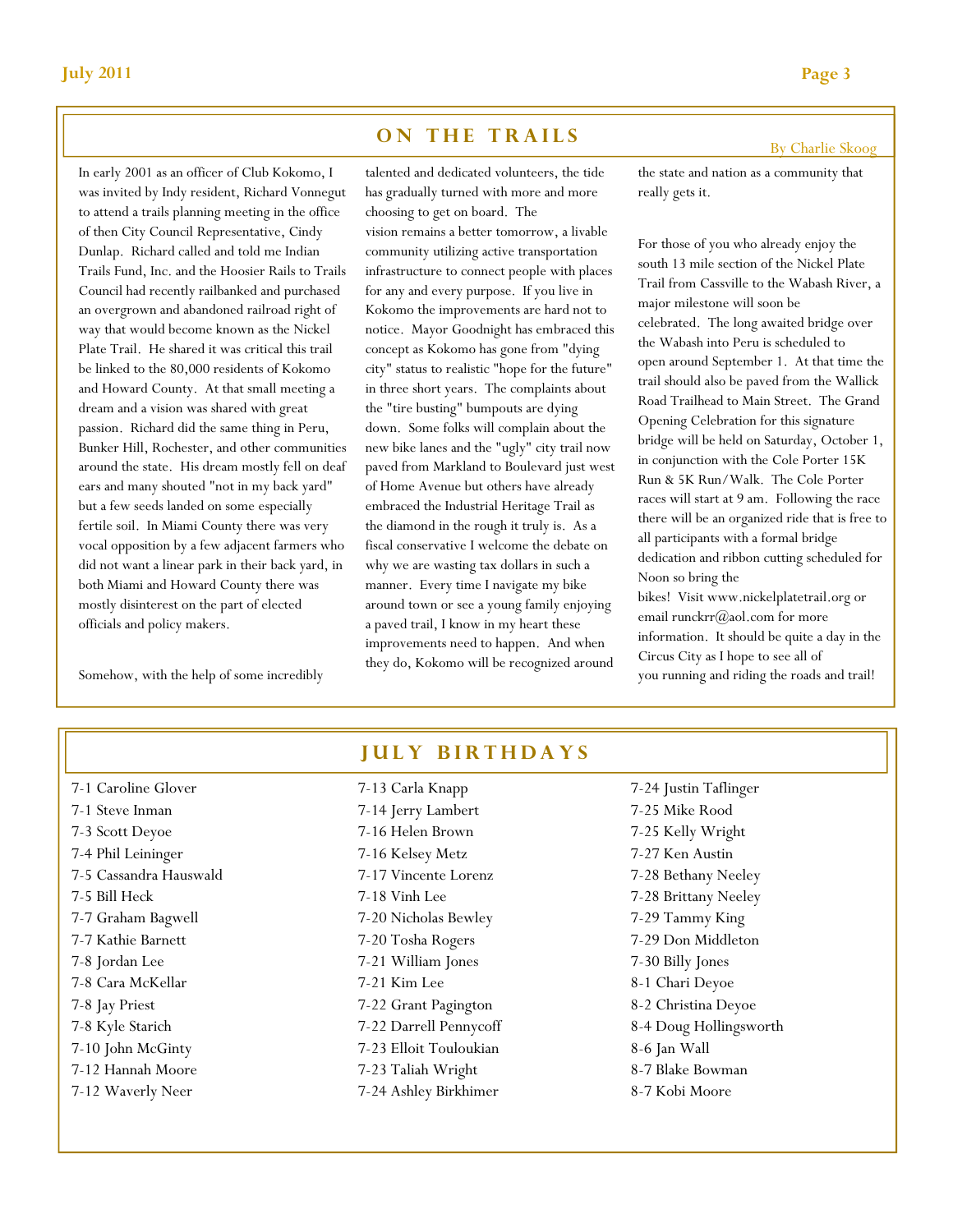## ON THE TRAILS

By Charlie Skoog

In early 2001 as an officer of Club Kokomo, I was invited by Indy resident, Richard Vonnegut to attend a trails planning meeting in the office of then City Council Representative, Cindy Dunlap. Richard called and told me Indian Trails Fund, Inc. and the Hoosier Rails to Trails Council had recently railbanked and purchased an overgrown and abandoned railroad right of way that would become known as the Nickel Plate Trail. He shared it was critical this trail be linked to the 80,000 residents of Kokomo and Howard County. At that small meeting a dream and a vision was shared with great passion. Richard did the same thing in Peru, Bunker Hill, Rochester, and other communities around the state. His dream mostly fell on deaf ears and many shouted "not in my back yard" but a few seeds landed on some especially fertile soil. In Miami County there was very vocal opposition by a few adjacent farmers who did not want a linear park in their back yard, in both Miami and Howard County there was mostly disinterest on the part of elected officials and policy makers.

Somehow, with the help of some incredibly talented and dedicated volunteers, the tide has gradually turned with more and more choosing to get on board. The vision remains a better tomorrow, a livable community utilizing active transportation infrastructure to connect people with places for any and every purpose. If you live in Kokomo the improvements are hard not to notice. Mayor Goodnight has embraced this concept as Kokomo has gone from "dying city" status to realistic "hope for the future" in three short years. The complaints about the "tire busting" bumpouts are dying down. Some folks will complain about the new bike lanes and the "ugly" city trail now paved from Markland to Boulevard just west of Home Avenue but others have already embraced the Industrial Heritage Trail as the diamond in the rough it truly is. As a fiscal conservative I welcome the debate on why we are wasting tax dollars in such a manner. Every time I navigate my bike around town or see a young family enjoying a paved trail, I know in my heart these improvements need to happen. And when they do, Kokomo will be recognized around the state and nation as a community that really gets it.

For those of you who already enjoy the south 13 mile section of the Nickel Plate Trail from Cassville to the Wabash River, a major milestone will soon be celebrated. The long awaited bridge over the Wabash into Peru is scheduled to open around September 1. At that time the trail should also be paved from the Wallick Road Trailhead to Main Street. The Grand Opening Celebration for this signature bridge will be held on Saturday, October 1, in conjunction with the Cole Porter 15K Run & 5K Run/Walk. The Cole Porter races will start at 9 am. Following the race there will be an organized ride that is free to all participants with a formal bridge dedication and ribbon cutting scheduled for Noon so bring the bikes! Visit www.nickelplatetrail.org or email runckrr@aol.com for more information. It should be quite a day in the Circus City as I hope to see all of you running and riding the roads and trail!

## JULY BIRTHDAYS

7-1 Caroline Glover
7-1 Steve Inman
7-3 Scott Deyoe
7-4 Phil Leininger
7-5 Cassandra Hauswald
7-5 Bill Heck
7-7 Graham Bagwell
7-7 Kathie Barnett
7-8 Jordan Lee
7-8 Cara McKellar
7-8 Jay Priest
7-8 Kyle Starich
7-10 John McGinty
7-12 Hannah Moore
7-12 Waverly Neer
7-13 Carla Knapp
7-14 Jerry Lambert
7-16 Helen Brown
7-16 Kelsey Metz
7-17 Vincente Lorenz
7-18 Vinh Lee
7-20 Nicholas Bewley
7-20 Tosha Rogers
7-21 William Jones
7-21 Kim Lee
7-22 Grant Pagington
7-22 Darrell Pennycoff
7-23 Elloit Touloukian
7-23 Taliah Wright
7-24 Ashley Birkhimer
7-24 Justin Taflinger
7-25 Mike Rood
7-25 Kelly Wright
7-27 Ken Austin
7-28 Bethany Neeley
7-28 Brittany Neeley
7-29 Tammy King
7-29 Don Middleton
7-30 Billy Jones
8-1 Chari Deyoe
8-2 Christina Deyoe
8-4 Doug Hollingsworth
8-6 Jan Wall
8-7 Blake Bowman
8-7 Kobi Moore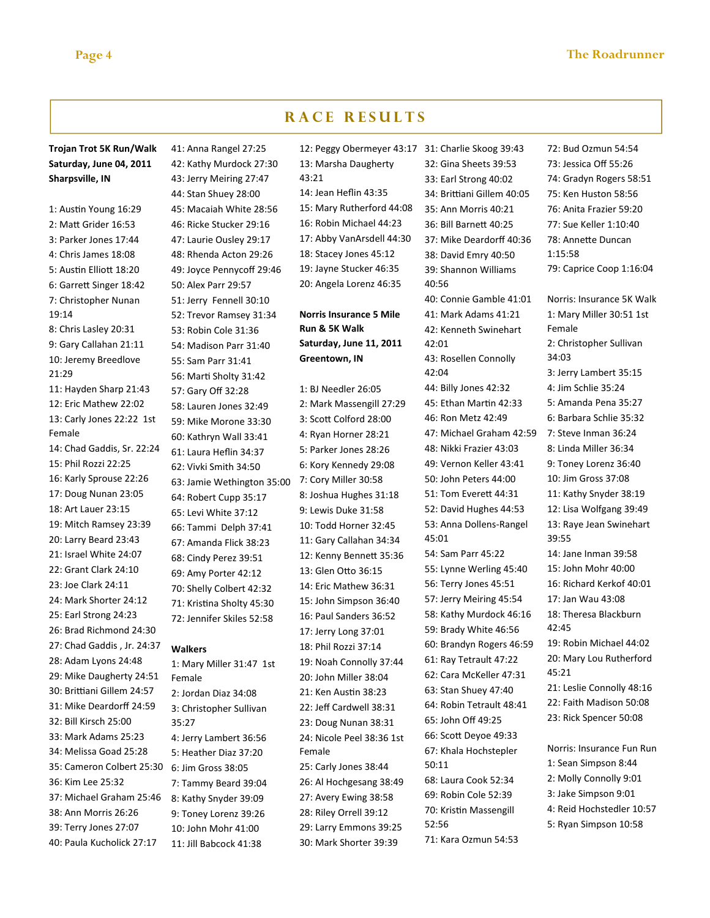## RACE RESULTS

**Trojan Trot 5K Run/Walk**
**Saturday, June 04, 2011**
**Sharpsville, IN**

1: Austin Young 16:29
2: Matt Grider 16:53
3: Parker Jones 17:44
4: Chris James 18:08
5: Austin Elliott 18:20
6: Garrett Singer 18:42
7: Christopher Nunan 19:14
8: Chris Lasley 20:31
9: Gary Callahan 21:11
10: Jeremy Breedlove 21:29
11: Hayden Sharp 21:43
12: Eric Mathew 22:02
13: Carly Jones 22:22 1st Female
14: Chad Gaddis, Sr. 22:24
15: Phil Rozzi 22:25
16: Karly Sprouse 22:26
17: Doug Nunan 23:05
18: Art Lauer 23:15
19: Mitch Ramsey 23:39
20: Larry Beard 23:43
21: Israel White 24:07
22: Grant Clark 24:10
23: Joe Clark 24:11
24: Mark Shorter 24:12
25: Earl Strong 24:23
26: Brad Richmond 24:30
27: Chad Gaddis , Jr. 24:37
28: Adam Lyons 24:48
29: Mike Daugherty 24:51
30: Brittiani Gillem 24:57
31: Mike Deardorff 24:59
32: Bill Kirsch 25:00
33: Mark Adams 25:23
34: Melissa Goad 25:28
35: Cameron Colbert 25:30
36: Kim Lee 25:32
37: Michael Graham 25:46
38: Ann Morris 26:26
39: Terry Jones 27:07
40: Paula Kucholick 27:17
41: Anna Rangel 27:25
42: Kathy Murdock 27:30
43: Jerry Meiring 27:47
44: Stan Shuey 28:00
45: Macaiah White 28:56
46: Ricke Stucker 29:16
47: Laurie Ousley 29:17
48: Rhenda Acton 29:26
49: Joyce Pennycoff 29:46
50: Alex Parr 29:57
51: Jerry Fennell 30:10
52: Trevor Ramsey 31:34
53: Robin Cole 31:36
54: Madison Parr 31:40
55: Sam Parr 31:41
56: Marti Sholty 31:42
57: Gary Off 32:28
58: Lauren Jones 32:49
59: Mike Morone 33:30
60: Kathryn Wall 33:41
61: Laura Heflin 34:37
62: Vivki Smith 34:50
63: Jamie Wethington 35:00
64: Robert Cupp 35:17
65: Levi White 37:12
66: Tammi Delph 37:41
67: Amanda Flick 38:23
68: Cindy Perez 39:51
69: Amy Porter 42:12
70: Shelly Colbert 42:32
71: Kristina Sholty 45:30
72: Jennifer Skiles 52:58

**Walkers**

1: Mary Miller 31:47 1st Female
2: Jordan Diaz 34:08
3: Christopher Sullivan 35:27
4: Jerry Lambert 36:56
5: Heather Diaz 37:20
6: Jim Gross 38:05
7: Tammy Beard 39:04
8: Kathy Snyder 39:09
9: Toney Lorenz 39:26
10: John Mohr 41:00
11: Jill Babcock 41:38
12: Peggy Obermeyer 43:17
13: Marsha Daugherty 43:21
14: Jean Heflin 43:35
15: Mary Rutherford 44:08
16: Robin Michael 44:23
17: Abby VanArsdell 44:30
18: Stacey Jones 45:12
19: Jayne Stucker 46:35
20: Angela Lorenz 46:35

**Norris Insurance 5 Mile Run & 5K Walk**
**Saturday, June 11, 2011**
**Greentown, IN**

1: BJ Needler 26:05
2: Mark Massengill 27:29
3: Scott Colford 28:00
4: Ryan Horner 28:21
5: Parker Jones 28:26
6: Kory Kennedy 29:08
7: Cory Miller 30:58
8: Joshua Hughes 31:18
9: Lewis Duke 31:58
10: Todd Horner 32:45
11: Gary Callahan 34:34
12: Kenny Bennett 35:36
13: Glen Otto 36:15
14: Eric Mathew 36:31
15: John Simpson 36:40
16: Paul Sanders 36:52
17: Jerry Long 37:01
18: Phil Rozzi 37:14
19: Noah Connolly 37:44
20: John Miller 38:04
21: Ken Austin 38:23
22: Jeff Cardwell 38:31
23: Doug Nunan 38:31
24: Nicole Peel 38:36 1st Female
25: Carly Jones 38:44
26: Al Hochgesang 38:49
27: Avery Ewing 38:58
28: Riley Orrell 39:12
29: Larry Emmons 39:25
30: Mark Shorter 39:39
31: Charlie Skoog 39:43
32: Gina Sheets 39:53
33: Earl Strong 40:02
34: Brittiani Gillem 40:05
35: Ann Morris 40:21
36: Bill Barnett 40:25
37: Mike Deardorff 40:36
38: David Emry 40:50
39: Shannon Williams 40:56
40: Connie Gamble 41:01
41: Mark Adams 41:21
42: Kenneth Swinehart 42:01
43: Rosellen Connolly 42:04
44: Billy Jones 42:32
45: Ethan Martin 42:33
46: Ron Metz 42:49
47: Michael Graham 42:59
48: Nikki Frazier 43:03
49: Vernon Keller 43:41
50: John Peters 44:00
51: Tom Everett 44:31
52: David Hughes 44:53
53: Anna Dollens-Rangel 45:01
54: Sam Parr 45:22
55: Lynne Werling 45:40
56: Terry Jones 45:51
57: Jerry Meiring 45:54
58: Kathy Murdock 46:16
59: Brady White 46:56
60: Brandyn Rogers 46:59
61: Ray Tetrault 47:22
62: Cara McKeller 47:31
63: Stan Shuey 47:40
64: Robin Tetrault 48:41
65: John Off 49:25
66: Scott Deyoe 49:33
67: Khala Hochstepler 50:11
68: Laura Cook 52:34
69: Robin Cole 52:39
70: Kristin Massengill 52:56
71: Kara Ozmun 54:53
72: Bud Ozmun 54:54
73: Jessica Off 55:26
74: Gradyn Rogers 58:51
75: Ken Huston 58:56
76: Anita Frazier 59:20
77: Sue Keller 1:10:40
78: Annette Duncan 1:15:58
79: Caprice Coop 1:16:04

Norris: Insurance 5K Walk

1: Mary Miller 30:51 1st Female
2: Christopher Sullivan 34:03
3: Jerry Lambert 35:15
4: Jim Schlie 35:24
5: Amanda Pena 35:27
6: Barbara Schlie 35:32
7: Steve Inman 36:24
8: Linda Miller 36:34
9: Toney Lorenz 36:40
10: Jim Gross 37:08
11: Kathy Snyder 38:19
12: Lisa Wolfgang 39:49
13: Raye Jean Swinehart 39:55
14: Jane Inman 39:58
15: John Mohr 40:00
16: Richard Kerkof 40:01
17: Jan Wau 43:08
18: Theresa Blackburn 42:45
19: Robin Michael 44:02
20: Mary Lou Rutherford 45:21
21: Leslie Connolly 48:16
22: Faith Madison 50:08
23: Rick Spencer 50:08

Norris: Insurance Fun Run

1: Sean Simpson 8:44
2: Molly Connolly 9:01
3: Jake Simpson 9:01
4: Reid Hochstedler 10:57
5: Ryan Simpson 10:58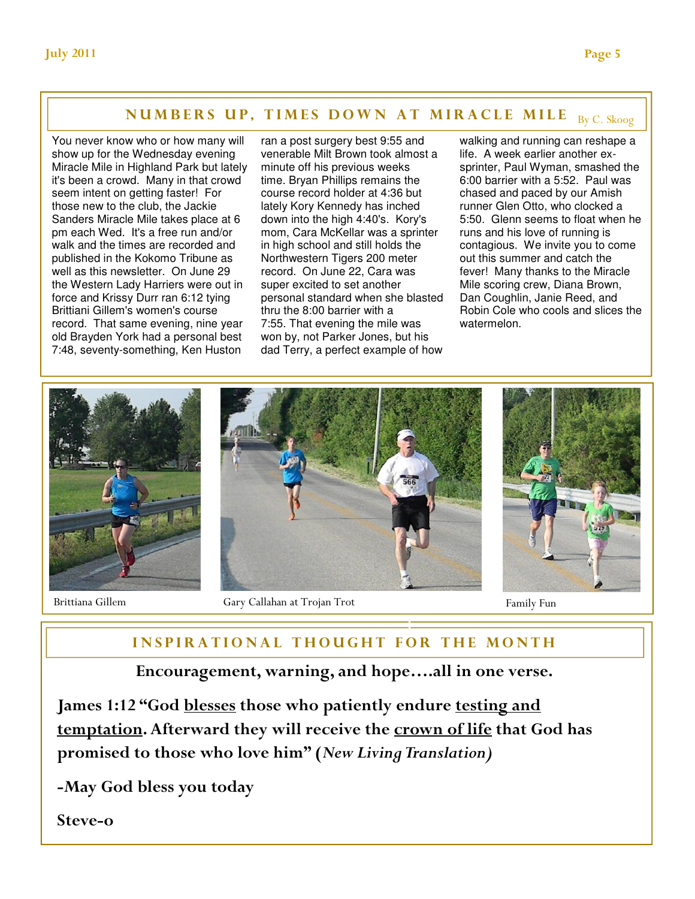## NUMBERS UP, TIMES DOWN AT MIRACLE MILE

By C. Skoog

You never know who or how many will show up for the Wednesday evening Miracle Mile in Highland Park but lately it's been a crowd. Many in that crowd seem intent on getting faster! For those new to the club, the Jackie Sanders Miracle Mile takes place at 6 pm each Wed. It's a free run and/or walk and the times are recorded and published in the Kokomo Tribune as well as this newsletter. On June 29 the Western Lady Harriers were out in force and Krissy Durr ran 6:12 tying Brittiani Gillem's women's course record. That same evening, nine year old Brayden York had a personal best 7:48, seventy-something, Ken Huston ran a post surgery best 9:55 and venerable Milt Brown took almost a minute off his previous weeks time. Bryan Phillips remains the course record holder at 4:36 but lately Kory Kennedy has inched down into the high 4:40's. Kory's mom, Cara McKellar was a sprinter in high school and still holds the Northwestern Tigers 200 meter record. On June 22, Cara was super excited to set another personal standard when she blasted thru the 8:00 barrier with a 7:55. That evening the mile was won by, not Parker Jones, but his dad Terry, a perfect example of how walking and running can reshape a life. A week earlier another ex-sprinter, Paul Wyman, smashed the 6:00 barrier with a 5:52. Paul was chased and paced by our Amish runner Glen Otto, who clocked a 5:50. Glenn seems to float when he runs and his love of running is contagious. We invite you to come out this summer and catch the fever! Many thanks to the Miracle Mile scoring crew, Diana Brown, Dan Coughlin, Janie Reed, and Robin Cole who cools and slices the watermelon.

Brittiana Gillem

Gary Callahan at Trojan Trot

Family Fun

## INSPIRATIONAL THOUGHT FOR THE MONTH

**Encouragement, warning, and hope….all in one verse.**

**James 1:12 "God blesses those who patiently endure testing and temptation. Afterward they will receive the crown of life that God has promised to those who love him" (*New Living Translation*)**

**-May God bless you today**

**Steve-o**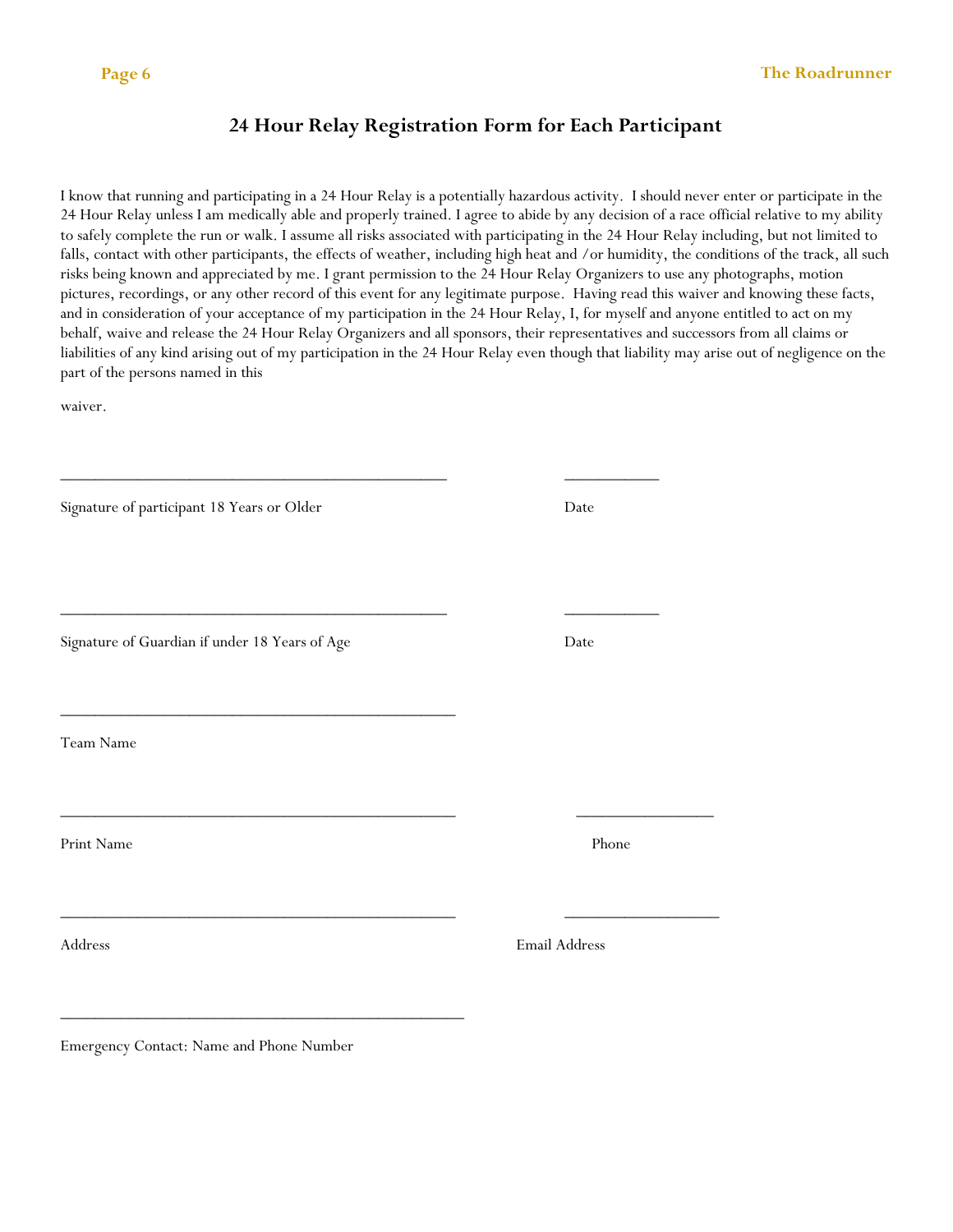## 24 Hour Relay Registration Form for Each Participant

I know that running and participating in a 24 Hour Relay is a potentially hazardous activity. I should never enter or participate in the 24 Hour Relay unless I am medically able and properly trained. I agree to abide by any decision of a race official relative to my ability to safely complete the run or walk. I assume all risks associated with participating in the 24 Hour Relay including, but not limited to falls, contact with other participants, the effects of weather, including high heat and /or humidity, the conditions of the track, all such risks being known and appreciated by me. I grant permission to the 24 Hour Relay Organizers to use any photographs, motion pictures, recordings, or any other record of this event for any legitimate purpose. Having read this waiver and knowing these facts, and in consideration of your acceptance of my participation in the 24 Hour Relay, I, for myself and anyone entitled to act on my behalf, waive and release the 24 Hour Relay Organizers and all sponsors, their representatives and successors from all claims or liabilities of any kind arising out of my participation in the 24 Hour Relay even though that liability may arise out of negligence on the part of the persons named in this

waiver.

_______________________________________________ ___________

Signature of participant 18 Years or Older Date

_______________________________________________ ___________

Signature of Guardian if under 18 Years of Age Date

________________________________________________

Team Name

________________________________________________ _________________

Print Name Phone

________________________________________________ ___________________

Address Email Address

_________________________________________________

Emergency Contact: Name and Phone Number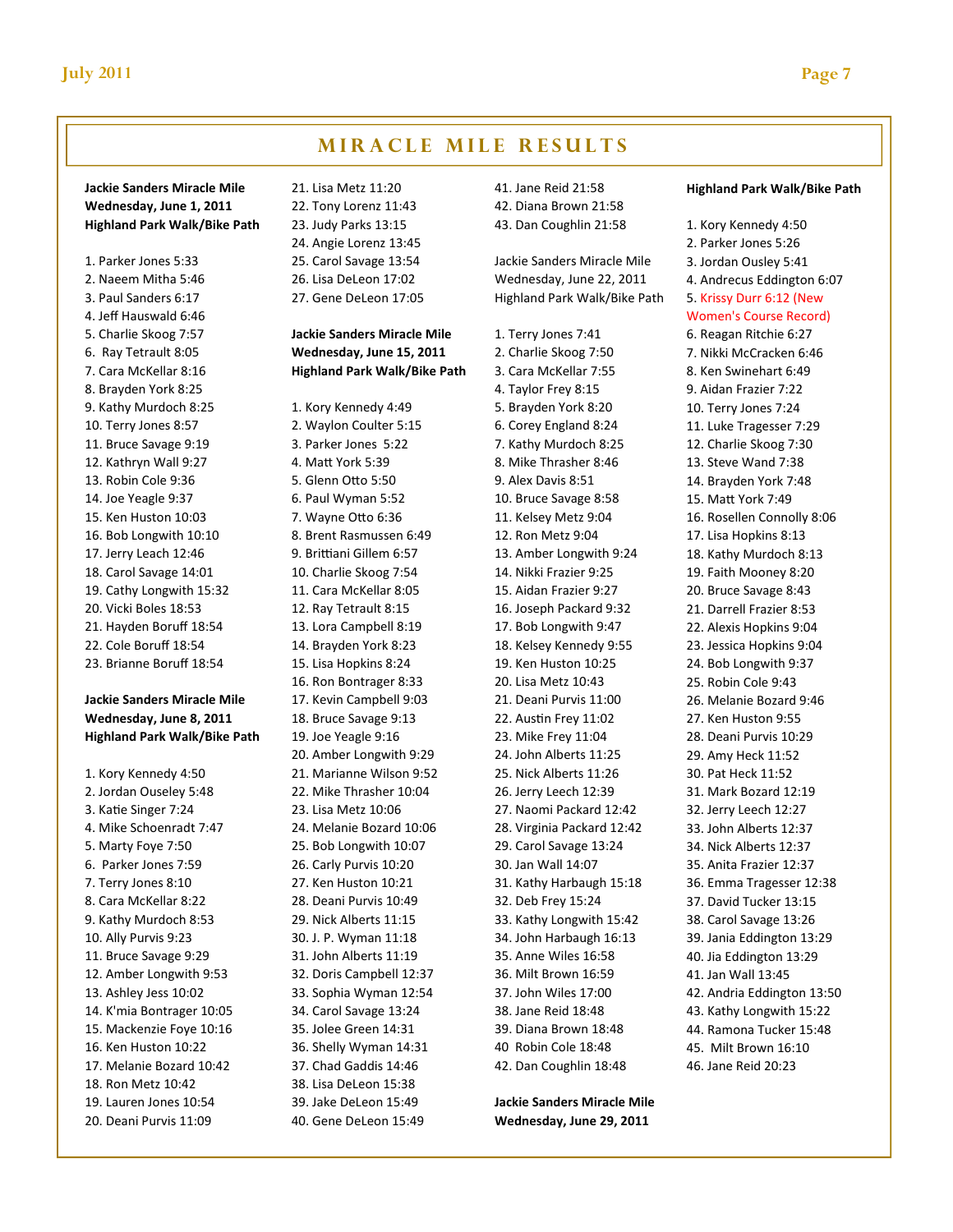# MIRACLE MILE RESULTS

**Jackie Sanders Miracle Mile**
**Wednesday, June 1, 2011**
**Highland Park Walk/Bike Path**

1. Parker Jones 5:33
2. Naeem Mitha 5:46
3. Paul Sanders 6:17
4. Jeff Hauswald 6:46
5. Charlie Skoog 7:57
6. Ray Tetrault 8:05
7. Cara McKellar 8:16
8. Brayden York 8:25
9. Kathy Murdoch 8:25
10. Terry Jones 8:57
11. Bruce Savage 9:19
12. Kathryn Wall 9:27
13. Robin Cole 9:36
14. Joe Yeagle 9:37
15. Ken Huston 10:03
16. Bob Longwith 10:10
17. Jerry Leach 12:46
18. Carol Savage 14:01
19. Cathy Longwith 15:32
20. Vicki Boles 18:53
21. Hayden Boruff 18:54
22. Cole Boruff 18:54
23. Brianne Boruff 18:54

**Jackie Sanders Miracle Mile**
**Wednesday, June 8, 2011**
**Highland Park Walk/Bike Path**

1. Kory Kennedy 4:50
2. Jordan Ouseley 5:48
3. Katie Singer 7:24
4. Mike Schoenradt 7:47
5. Marty Foye 7:50
6. Parker Jones 7:59
7. Terry Jones 8:10
8. Cara McKellar 8:22
9. Kathy Murdoch 8:53
10. Ally Purvis 9:23
11. Bruce Savage 9:29
12. Amber Longwith 9:53
13. Ashley Jess 10:02
14. K'mia Bontrager 10:05
15. Mackenzie Foye 10:16
16. Ken Huston 10:22
17. Melanie Bozard 10:42
18. Ron Metz 10:42
19. Lauren Jones 10:54
20. Deani Purvis 11:09
21. Lisa Metz 11:20
22. Tony Lorenz 11:43
23. Judy Parks 13:15
24. Angie Lorenz 13:45
25. Carol Savage 13:54
26. Lisa DeLeon 17:02
27. Gene DeLeon 17:05

**Jackie Sanders Miracle Mile**
**Wednesday, June 15, 2011**
**Highland Park Walk/Bike Path**

1. Kory Kennedy 4:49
2. Waylon Coulter 5:15
3. Parker Jones 5:22
4. Matt York 5:39
5. Glenn Otto 5:50
6. Paul Wyman 5:52
7. Wayne Otto 6:36
8. Brent Rasmussen 6:49
9. Brittiani Gillem 6:57
10. Charlie Skoog 7:54
11. Cara McKellar 8:05
12. Ray Tetrault 8:15
13. Lora Campbell 8:19
14. Brayden York 8:23
15. Lisa Hopkins 8:24
16. Ron Bontrager 8:33
17. Kevin Campbell 9:03
18. Bruce Savage 9:13
19. Joe Yeagle 9:16
20. Amber Longwith 9:29
21. Marianne Wilson 9:52
22. Mike Thrasher 10:04
23. Lisa Metz 10:06
24. Melanie Bozard 10:06
25. Bob Longwith 10:07
26. Carly Purvis 10:20
27. Ken Huston 10:21
28. Deani Purvis 10:49
29. Nick Alberts 11:15
30. J. P. Wyman 11:18
31. John Alberts 11:19
32. Doris Campbell 12:37
33. Sophia Wyman 12:54
34. Carol Savage 13:24
35. Jolee Green 14:31
36. Shelly Wyman 14:31
37. Chad Gaddis 14:46
38. Lisa DeLeon 15:38
39. Jake DeLeon 15:49
40. Gene DeLeon 15:49
41. Jane Reid 21:58
42. Diana Brown 21:58
43. Dan Coughlin 21:58

Jackie Sanders Miracle Mile
Wednesday, June 22, 2011
Highland Park Walk/Bike Path

1. Terry Jones 7:41
2. Charlie Skoog 7:50
3. Cara McKellar 7:55
4. Taylor Frey 8:15
5. Brayden York 8:20
6. Corey England 8:24
7. Kathy Murdoch 8:25
8. Mike Thrasher 8:46
9. Alex Davis 8:51
10. Bruce Savage 8:58
11. Kelsey Metz 9:04
12. Ron Metz 9:04
13. Amber Longwith 9:24
14. Nikki Frazier 9:25
15. Aidan Frazier 9:27
16. Joseph Packard 9:32
17. Bob Longwith 9:47
18. Kelsey Kennedy 9:55
19. Ken Huston 10:25
20. Lisa Metz 10:43
21. Deani Purvis 11:00
22. Austin Frey 11:02
23. Mike Frey 11:04
24. John Alberts 11:25
25. Nick Alberts 11:26
26. Jerry Leech 12:39
27. Naomi Packard 12:42
28. Virginia Packard 12:42
29. Carol Savage 13:24
30. Jan Wall 14:07
31. Kathy Harbaugh 15:18
32. Deb Frey 15:24
33. Kathy Longwith 15:42
34. John Harbaugh 16:13
35. Anne Wiles 16:58
36. Milt Brown 16:59
37. John Wiles 17:00
38. Jane Reid 18:48
39. Diana Brown 18:48
40. Robin Cole 18:48
42. Dan Coughlin 18:48

**Jackie Sanders Miracle Mile**
**Wednesday, June 29, 2011**
**Highland Park Walk/Bike Path**

1. Kory Kennedy 4:50
2. Parker Jones 5:26
3. Jordan Ousley 5:41
4. Andrecus Eddington 6:07
5. Krissy Durr 6:12 (New Women's Course Record)
6. Reagan Ritchie 6:27
7. Nikki McCracken 6:46
8. Ken Swinehart 6:49
9. Aidan Frazier 7:22
10. Terry Jones 7:24
11. Luke Tragesser 7:29
12. Charlie Skoog 7:30
13. Steve Wand 7:38
14. Brayden York 7:48
15. Matt York 7:49
16. Rosellen Connolly 8:06
17. Lisa Hopkins 8:13
18. Kathy Murdoch 8:13
19. Faith Mooney 8:20
20. Bruce Savage 8:43
21. Darrell Frazier 8:53
22. Alexis Hopkins 9:04
23. Jessica Hopkins 9:04
24. Bob Longwith 9:37
25. Robin Cole 9:43
26. Melanie Bozard 9:46
27. Ken Huston 9:55
28. Deani Purvis 10:29
29. Amy Heck 11:52
30. Pat Heck 11:52
31. Mark Bozard 12:19
32. Jerry Leech 12:27
33. John Alberts 12:37
34. Nick Alberts 12:37
35. Anita Frazier 12:37
36. Emma Tragesser 12:38
37. David Tucker 13:15
38. Carol Savage 13:26
39. Jania Eddington 13:29
40. Jia Eddington 13:29
41. Jan Wall 13:45
42. Andria Eddington 13:50
43. Kathy Longwith 15:22
44. Ramona Tucker 15:48
45. Milt Brown 16:10
46. Jane Reid 20:23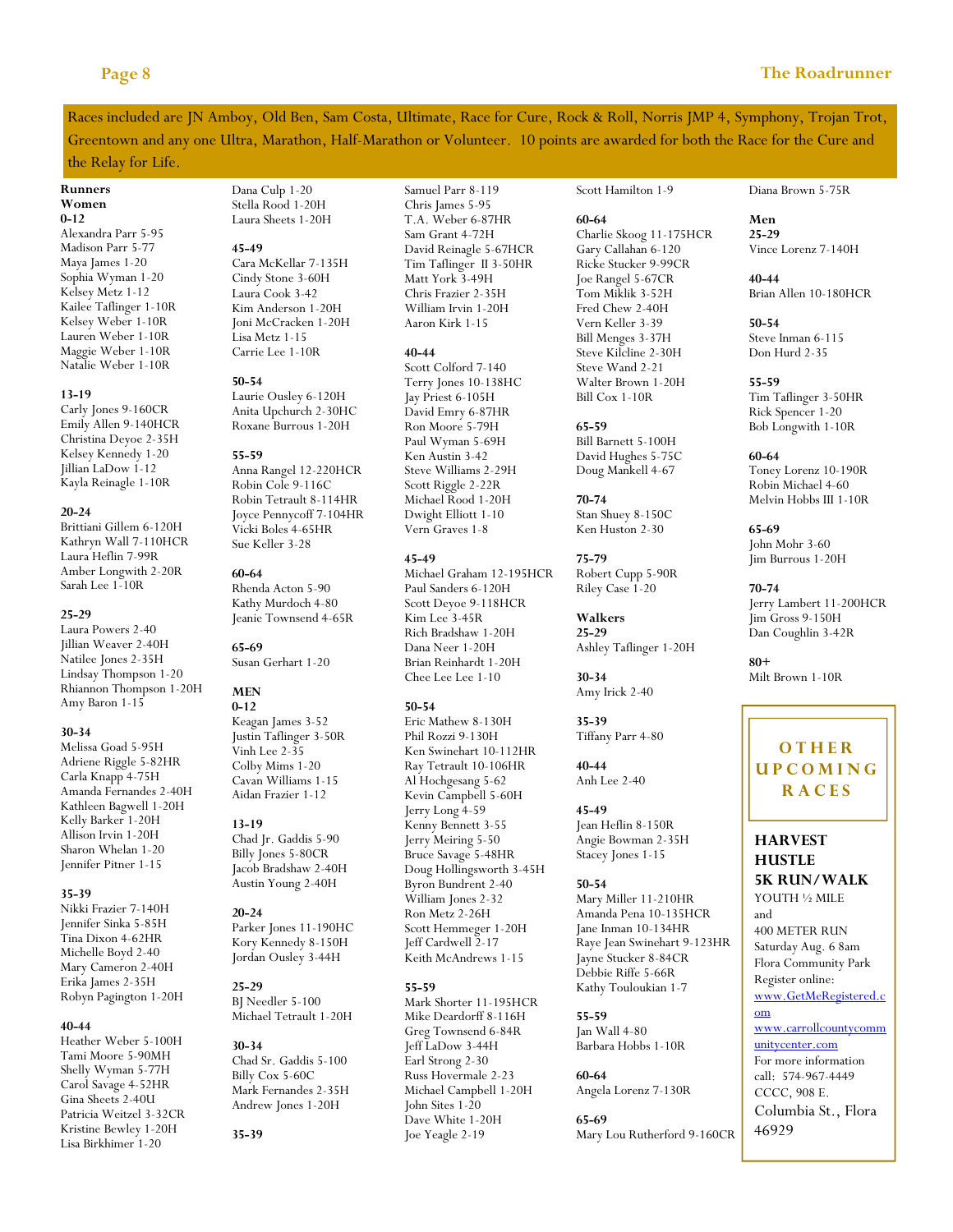Races included are JN Amboy, Old Ben, Sam Costa, Ultimate, Race for Cure, Rock & Roll, Norris JMP 4, Symphony, Trojan Trot, Greentown and any one Ultra, Marathon, Half-Marathon or Volunteer. 10 points are awarded for both the Race for the Cure and the Relay for Life.

**Runners**

**Women**

**0-12**
Alexandra Parr 5-95
Madison Parr 5-77
Maya James 1-20
Sophia Wyman 1-20
Kelsey Metz 1-12
Kailee Taflinger 1-10R
Kelsey Weber 1-10R
Lauren Weber 1-10R
Maggie Weber 1-10R
Natalie Weber 1-10R

**13-19**
Carly Jones 9-160CR
Emily Allen 9-140HCR
Christina Deyoe 2-35H
Kelsey Kennedy 1-20
Jillian LaDow 1-12
Kayla Reinagle 1-10R

**20-24**
Brittiani Gillem 6-120H
Kathryn Wall 7-110HCR
Laura Heflin 7-99R
Amber Longwith 2-20R
Sarah Lee 1-10R

**25-29**
Laura Powers 2-40
Jillian Weaver 2-40H
Natilee Jones 2-35H
Lindsay Thompson 1-20
Rhiannon Thompson 1-20H
Amy Baron 1-15

**30-34**
Melissa Goad 5-95H
Adriene Riggle 5-82HR
Carla Knapp 4-75H
Amanda Fernandes 2-40H
Kathleen Bagwell 1-20H
Kelly Barker 1-20H
Allison Irvin 1-20H
Sharon Whelan 1-20
Jennifer Pitner 1-15

**35-39**
Nikki Frazier 7-140H
Jennifer Sinka 5-85H
Tina Dixon 4-62HR
Michelle Boyd 2-40
Mary Cameron 2-40H
Erika James 2-35H
Robyn Pagington 1-20H

**40-44**
Heather Weber 5-100H
Tami Moore 5-90MH
Shelly Wyman 5-77H
Carol Savage 4-52HR
Gina Sheets 2-40U
Patricia Weitzel 3-32CR
Kristine Bewley 1-20H
Lisa Birkhimer 1-20
Dana Culp 1-20
Stella Rood 1-20H
Laura Sheets 1-20H

**45-49**
Cara McKellar 7-135H
Cindy Stone 3-60H
Laura Cook 3-42
Kim Anderson 1-20H
Joni McCracken 1-20H
Lisa Metz 1-15
Carrie Lee 1-10R

**50-54**
Laurie Ousley 6-120H
Anita Upchurch 2-30HC
Roxane Burrous 1-20H

**55-59**
Anna Rangel 12-220HCR
Robin Cole 9-116C
Robin Tetrault 8-114HR
Joyce Pennycoff 7-104HR
Vicki Boles 4-65HR
Sue Keller 3-28

**60-64**
Rhenda Acton 5-90
Kathy Murdoch 4-80
Jeanie Townsend 4-65R

**65-69**
Susan Gerhart 1-20

**MEN**

**0-12**
Keagan James 3-52
Justin Taflinger 3-50R
Vinh Lee 2-35
Colby Mims 1-20
Cavan Williams 1-15
Aidan Frazier 1-12

**13-19**
Chad Jr. Gaddis 5-90
Billy Jones 5-80CR
Jacob Bradshaw 2-40H
Austin Young 2-40H

**20-24**
Parker Jones 11-190HC
Kory Kennedy 8-150H
Jordan Ousley 3-44H

**25-29**
BJ Needler 5-100
Michael Tetrault 1-20H

**30-34**
Chad Sr. Gaddis 5-100
Billy Cox 5-60C
Mark Fernandes 2-35H
Andrew Jones 1-20H

**35-39**
Samuel Parr 8-119
Chris James 5-95
T.A. Weber 6-87HR
Sam Grant 4-72H
David Reinagle 5-67HCR
Tim Taflinger II 3-50HR
Matt York 3-49H
Chris Frazier 2-35H
William Irvin 1-20H
Aaron Kirk 1-15

**40-44**
Scott Colford 7-140
Terry Jones 10-138HC
Jay Priest 6-105H
David Emry 6-87HR
Ron Moore 5-79H
Paul Wyman 5-69H
Ken Austin 3-42
Steve Williams 2-29H
Scott Riggle 2-22R
Michael Rood 1-20H
Dwight Elliott 1-10
Vern Graves 1-8

**45-49**
Michael Graham 12-195HCR
Paul Sanders 6-120H
Scott Deyoe 9-118HCR
Kim Lee 3-45R
Rich Bradshaw 1-20H
Dana Neer 1-20H
Brian Reinhardt 1-20H
Chee Lee Lee 1-10

**50-54**
Eric Mathew 8-130H
Phil Rozzi 9-130H
Ken Swinehart 10-112HR
Ray Tetrault 10-106HR
Al Hochgesang 5-62
Kevin Campbell 5-60H
Jerry Long 4-59
Kenny Bennett 3-55
Jerry Meiring 5-50
Bruce Savage 5-48HR
Doug Hollingsworth 3-45H
Byron Bundrent 2-40
William Jones 2-32
Ron Metz 2-26H
Scott Hemmeger 1-20H
Jeff Cardwell 2-17
Keith McAndrews 1-15

**55-59**
Mark Shorter 11-195HCR
Mike Deardorff 8-116H
Greg Townsend 6-84R
Jeff LaDow 3-44H
Earl Strong 2-30
Russ Hovermale 2-23
Michael Campbell 1-20H
John Sites 1-20
Dave White 1-20H
Joe Yeagle 2-19
Scott Hamilton 1-9

**60-64**
Charlie Skoog 11-175HCR
Gary Callahan 6-120
Ricke Stucker 9-99CR
Joe Rangel 5-67CR
Tom Miklik 3-52H
Fred Chew 2-40H
Vern Keller 3-39
Bill Menges 3-37H
Steve Kilcline 2-30H
Steve Wand 2-21
Walter Brown 1-20H
Bill Cox 1-10R

**65-59**
Bill Barnett 5-100H
David Hughes 5-75C
Doug Mankell 4-67

**70-74**
Stan Shuey 8-150C
Ken Huston 2-30

**75-79**
Robert Cupp 5-90R
Riley Case 1-20

**Walkers**

**25-29**
Ashley Taflinger 1-20H

**30-34**
Amy Irick 2-40

**35-39**
Tiffany Parr 4-80

**40-44**
Anh Lee 2-40

**45-49**
Jean Heflin 8-150R
Angie Bowman 2-35H
Stacey Jones 1-15

**50-54**
Mary Miller 11-210HR
Amanda Pena 10-135HCR
Jane Inman 10-134HR
Raye Jean Swinehart 9-123HR
Jayne Stucker 8-84CR
Debbie Riffe 5-66R
Kathy Touloukian 1-7

**55-59**
Jan Wall 4-80
Barbara Hobbs 1-10R

**60-64**
Angela Lorenz 7-130R

**65-69**
Mary Lou Rutherford 9-160CR
Diana Brown 5-75R

**Men**

**25-29**
Vince Lorenz 7-140H

**40-44**
Brian Allen 10-180HCR

**50-54**
Steve Inman 6-115
Don Hurd 2-35

**55-59**
Tim Taflinger 3-50HR
Rick Spencer 1-20
Bob Longwith 1-10R

**60-64**
Toney Lorenz 10-190R
Robin Michael 4-60
Melvin Hobbs III 1-10R

**65-69**
John Mohr 3-60
Jim Burrous 1-20H

**70-74**
Jerry Lambert 11-200HCR
Jim Gross 9-150H
Dan Coughlin 3-42R

**80+**
Milt Brown 1-10R

## OTHER UPCOMING RACES

**HARVEST HUSTLE**
**5K RUN/WALK**
YOUTH ½ MILE
and
400 METER RUN
Saturday Aug. 6 8am
Flora Community Park
Register online:
www.GetMeRegistered.com
www.carrollcountycommunitycenter.com
For more information call: 574-967-4449
CCCC, 908 E. Columbia St., Flora 46929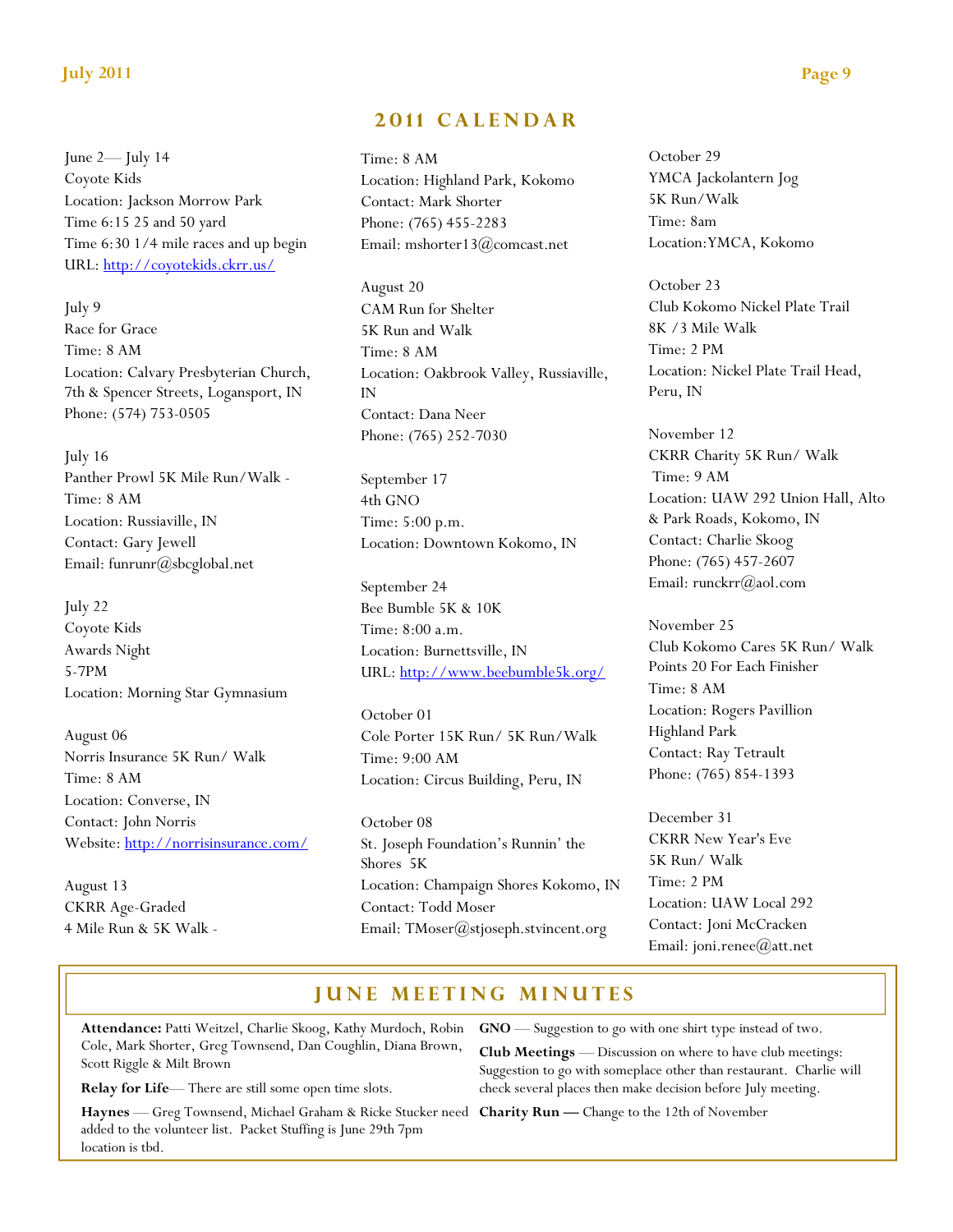## 2011 CALENDAR

June 2— July 14
Coyote Kids
Location: Jackson Morrow Park
Time 6:15 25 and 50 yard
Time 6:30 1/4 mile races and up begin
URL: http://coyotekids.ckrr.us/

July 9
Race for Grace
Time: 8 AM
Location: Calvary Presbyterian Church, 7th & Spencer Streets, Logansport, IN
Phone: (574) 753-0505

July 16
Panther Prowl 5K Mile Run/Walk -
Time: 8 AM
Location: Russiaville, IN
Contact: Gary Jewell
Email: funrunr@sbcglobal.net

July 22
Coyote Kids
Awards Night
5-7PM
Location: Morning Star Gymnasium

August 06
Norris Insurance 5K Run/ Walk
Time: 8 AM
Location: Converse, IN
Contact: John Norris
Website: http://norrisinsurance.com/

August 13
CKRR Age-Graded
4 Mile Run & 5K Walk -
Time: 8 AM
Location: Highland Park, Kokomo
Contact: Mark Shorter
Phone: (765) 455-2283
Email: mshorter13@comcast.net

August 20
CAM Run for Shelter
5K Run and Walk
Time: 8 AM
Location: Oakbrook Valley, Russiaville, IN
Contact: Dana Neer
Phone: (765) 252-7030

September 17
4th GNO
Time: 5:00 p.m.
Location: Downtown Kokomo, IN

September 24
Bee Bumble 5K & 10K
Time: 8:00 a.m.
Location: Burnettsville, IN
URL: http://www.beebumble5k.org/

October 01
Cole Porter 15K Run/ 5K Run/Walk
Time: 9:00 AM
Location: Circus Building, Peru, IN

October 08
St. Joseph Foundation's Runnin' the Shores 5K
Location: Champaign Shores Kokomo, IN
Contact: Todd Moser
Email: TMoser@stjoseph.stvincent.org

October 29
YMCA Jackolantern Jog
5K Run/Walk
Time: 8am
Location:YMCA, Kokomo

October 23
Club Kokomo Nickel Plate Trail
8K /3 Mile Walk
Time: 2 PM
Location: Nickel Plate Trail Head, Peru, IN

November 12
CKRR Charity 5K Run/ Walk
Time: 9 AM
Location: UAW 292 Union Hall, Alto & Park Roads, Kokomo, IN
Contact: Charlie Skoog
Phone: (765) 457-2607
Email: runckrr@aol.com

November 25
Club Kokomo Cares 5K Run/ Walk
Points 20 For Each Finisher
Time: 8 AM
Location: Rogers Pavillion
Highland Park
Contact: Ray Tetrault
Phone: (765) 854-1393

December 31
CKRR New Year's Eve
5K Run/ Walk
Time: 2 PM
Location: UAW Local 292
Contact: Joni McCracken
Email: joni.renee@att.net

## JUNE MEETING MINUTES

**Attendance:** Patti Weitzel, Charlie Skoog, Kathy Murdoch, Robin Cole, Mark Shorter, Greg Townsend, Dan Coughlin, Diana Brown, Scott Riggle & Milt Brown

**Relay for Life**— There are still some open time slots.

**Haynes** — Greg Townsend, Michael Graham & Ricke Stucker need added to the volunteer list. Packet Stuffing is June 29th 7pm location is tbd.

**GNO** — Suggestion to go with one shirt type instead of two.

**Club Meetings** — Discussion on where to have club meetings: Suggestion to go with someplace other than restaurant. Charlie will check several places then make decision before July meeting.

**Charity Run —** Change to the 12th of November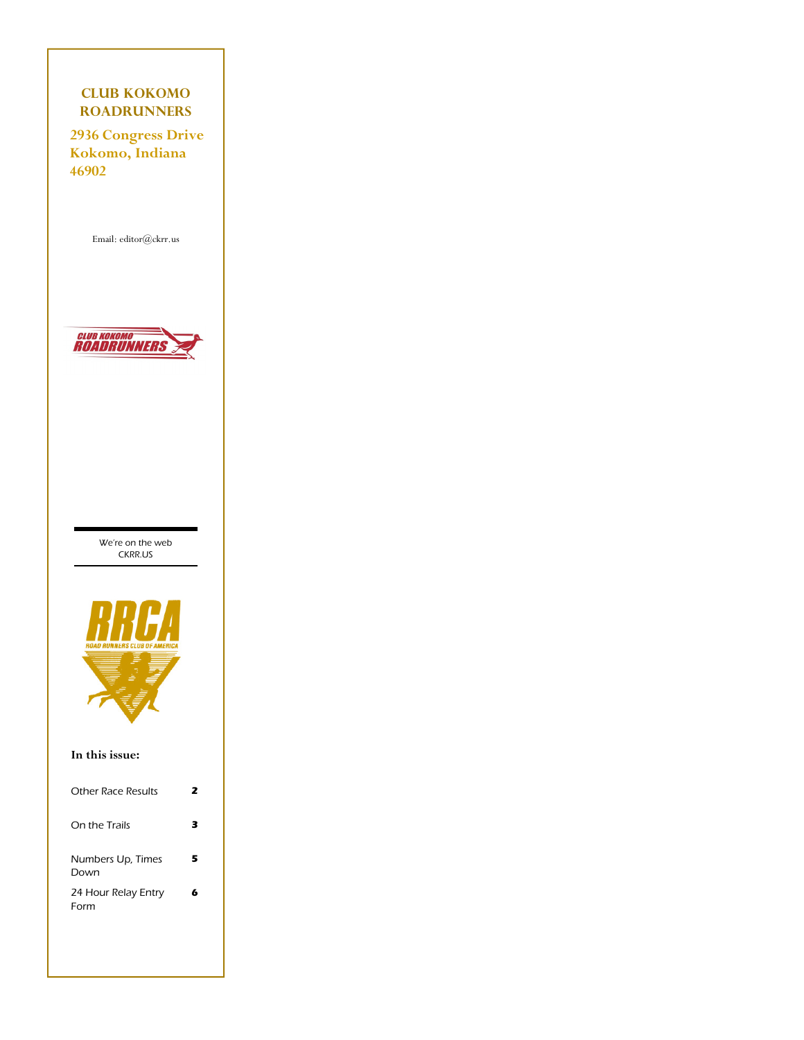**CLUB KOKOMO ROADRUNNERS**

**2936 Congress Drive
Kokomo, Indiana
46902**

Email: editor@ckrr.us

We're on the web
CKRR.US

**In this issue:**

| | |
|---|---|
| Other Race Results | 2 |
| On the Trails | 3 |
| Numbers Up, Times Down | 5 |
| 24 Hour Relay Entry Form | 6 |